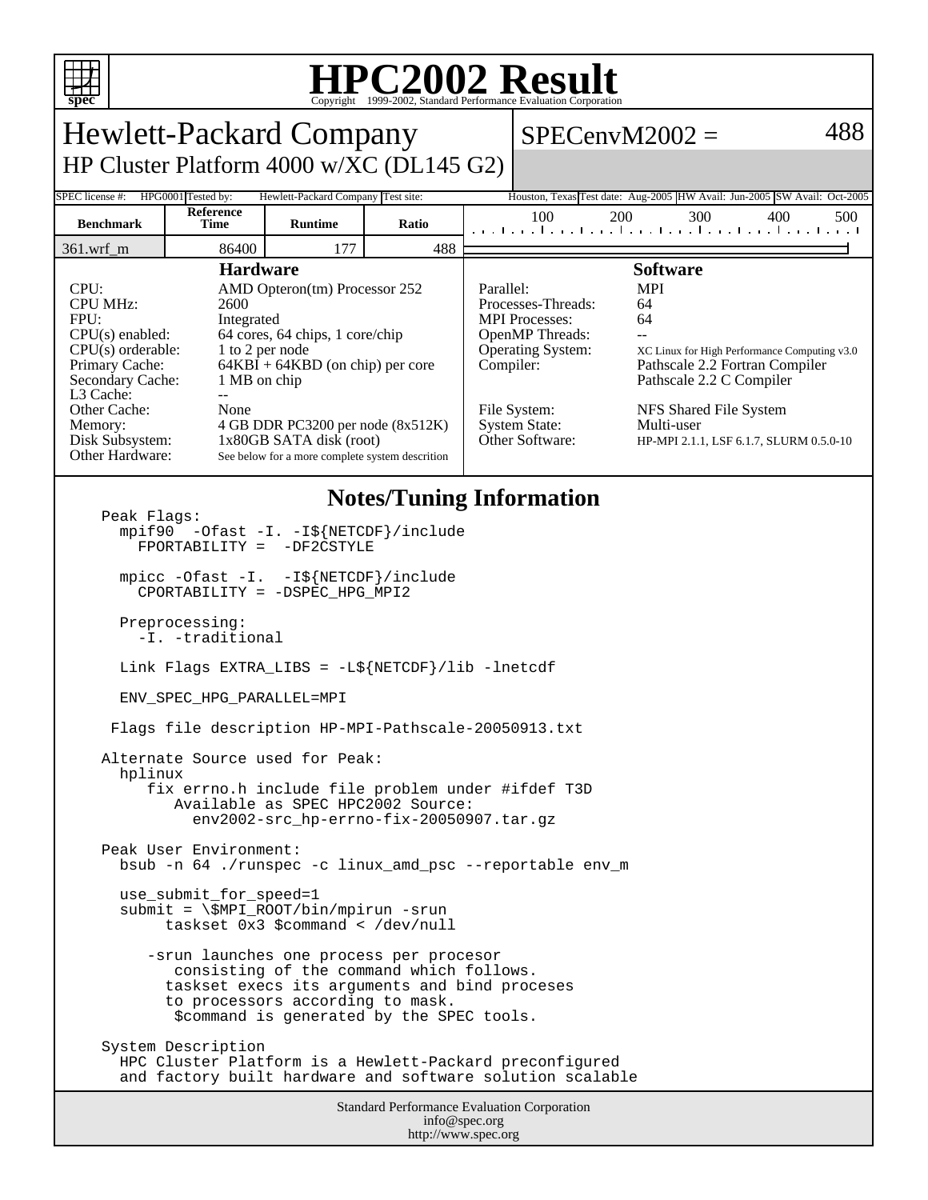# HPC2002 Result

Copyright 1999-2002, Standard Performance Evaluation Corporation

## Hewlett-Packard Company

### HP Cluster Platform 4000 w/XC (DL145 G2)

**SPECenvM2002 = 488**

| SPEC license #: | HPG0001 | Tested by: | Hewlett-Packard Company | Test site: | Houston, Texas | Test date: | Aug-2005 | HW Avail: | Jun-2005 | SW Avail: | Oct-2005 |
|---|---|---|---|---|---|---|---|---|---|---|---|

| Benchmark | Reference Time | Runtime | Ratio |
|---|---|---|---|
| 361.wrf_m | 86400 | 177 | 488 |

### Hardware

| | |
|---|---|
| CPU: | AMD Opteron(tm) Processor 252 |
| CPU MHz: | 2600 |
| FPU: | Integrated |
| CPU(s) enabled: | 64 cores, 64 chips, 1 core/chip |
| CPU(s) orderable: | 1 to 2 per node |
| Primary Cache: | 64KBI + 64KBD (on chip) per core |
| Secondary Cache: | 1 MB on chip |
| L3 Cache: | -- |
| Other Cache: | None |
| Memory: | 4 GB DDR PC3200 per node (8x512K) |
| Disk Subsystem: | 1x80GB SATA disk (root) |
| Other Hardware: | See below for a more complete system descrition |

### Software

| | |
|---|---|
| Parallel: | MPI |
| Processes-Threads: | 64 |
| MPI Processes: | 64 |
| OpenMP Threads: | -- |
| Operating System: | XC Linux for High Performance Computing v3.0 |
| Compiler: | Pathscale 2.2 Fortran Compiler<br>Pathscale 2.2 C Compiler |
| File System: | NFS Shared File System |
| System State: | Multi-user |
| Other Software: | HP-MPI 2.1.1, LSF 6.1.7, SLURM 0.5.0-10 |

### Notes/Tuning Information

```
Peak Flags:
  mpif90  -Ofast -I. -I${NETCDF}/include
    FPORTABILITY =  -DF2CSTYLE

  mpicc -Ofast -I.  -I${NETCDF}/include
    CPORTABILITY = -DSPEC_HPG_MPI2

  Preprocessing:
    -I. -traditional

  Link Flags EXTRA_LIBS = -L${NETCDF}/lib -lnetcdf

  ENV_SPEC_HPG_PARALLEL=MPI

 Flags file description HP-MPI-Pathscale-20050913.txt

Alternate Source used for Peak:
  hplinux
     fix errno.h include file problem under #ifdef T3D
        Available as SPEC HPC2002 Source:
          env2002-src_hp-errno-fix-20050907.tar.gz

Peak User Environment:
  bsub -n 64 ./runspec -c linux_amd_psc --reportable env_m

  use_submit_for_speed=1
  submit = \$MPI_ROOT/bin/mpirun -srun
       taskset 0x3 $command < /dev/null

     -srun launches one process per procesor
        consisting of the command which follows.
       taskset execs its arguments and bind proceses
       to processors according to mask.
        $command is generated by the SPEC tools.

System Description
  HPC Cluster Platform is a Hewlett-Packard preconfigured
  and factory built hardware and software solution scalable
```

Standard Performance Evaluation Corporation
info@spec.org
http://www.spec.org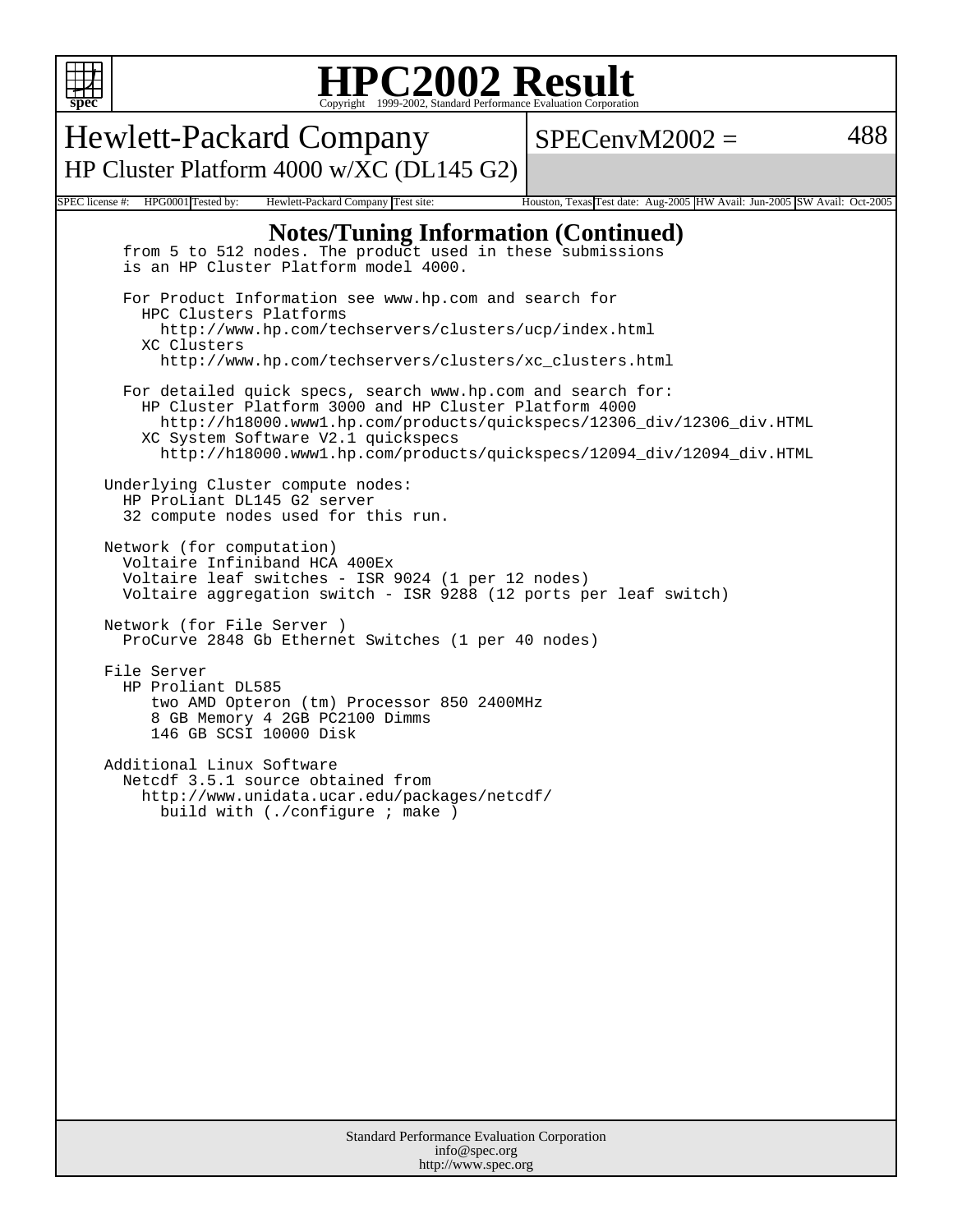# HPC2002 Result

Copyright 1999-2002, Standard Performance Evaluation Corporation

## Hewlett-Packard Company

HP Cluster Platform 4000 w/XC (DL145 G2)

SPECenvM2002 = 488

| SPEC license #: | HPG0001 | Tested by: | Hewlett-Packard Company | Test site: | Houston, Texas | Test date: | Aug-2005 | HW Avail: | Jun-2005 | SW Avail: | Oct-2005 |
|---|---|---|---|---|---|---|---|---|---|---|---|

## Notes/Tuning Information (Continued)

```
    from 5 to 512 nodes. The product used in these submissions
    is an HP Cluster Platform model 4000.

    For Product Information see www.hp.com and search for
      HPC Clusters Platforms
        http://www.hp.com/techservers/clusters/ucp/index.html
      XC Clusters
        http://www.hp.com/techservers/clusters/xc_clusters.html

    For detailed quick specs, search www.hp.com and search for:
      HP Cluster Platform 3000 and HP Cluster Platform 4000
        http://h18000.www1.hp.com/products/quickspecs/12306_div/12306_div.HTML
      XC System Software V2.1 quickspecs
        http://h18000.www1.hp.com/products/quickspecs/12094_div/12094_div.HTML

  Underlying Cluster compute nodes:
    HP ProLiant DL145 G2 server
    32 compute nodes used for this run.

  Network (for computation)
    Voltaire Infiniband HCA 400Ex
    Voltaire leaf switches - ISR 9024 (1 per 12 nodes)
    Voltaire aggregation switch - ISR 9288 (12 ports per leaf switch)

  Network (for File Server )
    ProCurve 2848 Gb Ethernet Switches (1 per 40 nodes)

  File Server
    HP Proliant DL585
       two AMD Opteron (tm) Processor 850 2400MHz
       8 GB Memory 4 2GB PC2100 Dimms
       146 GB SCSI 10000 Disk

  Additional Linux Software
    Netcdf 3.5.1 source obtained from
      http://www.unidata.ucar.edu/packages/netcdf/
        build with (./configure ; make )
```

Standard Performance Evaluation Corporation
info@spec.org
http://www.spec.org